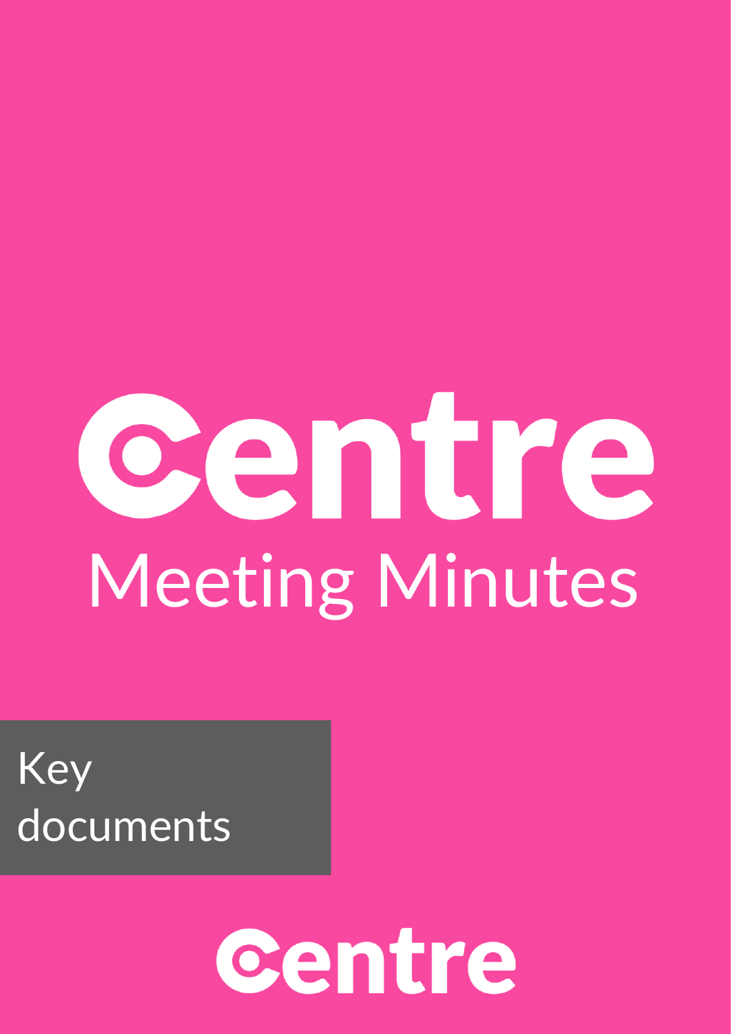# Centre

## Meeting Minutes

Key documents

Centre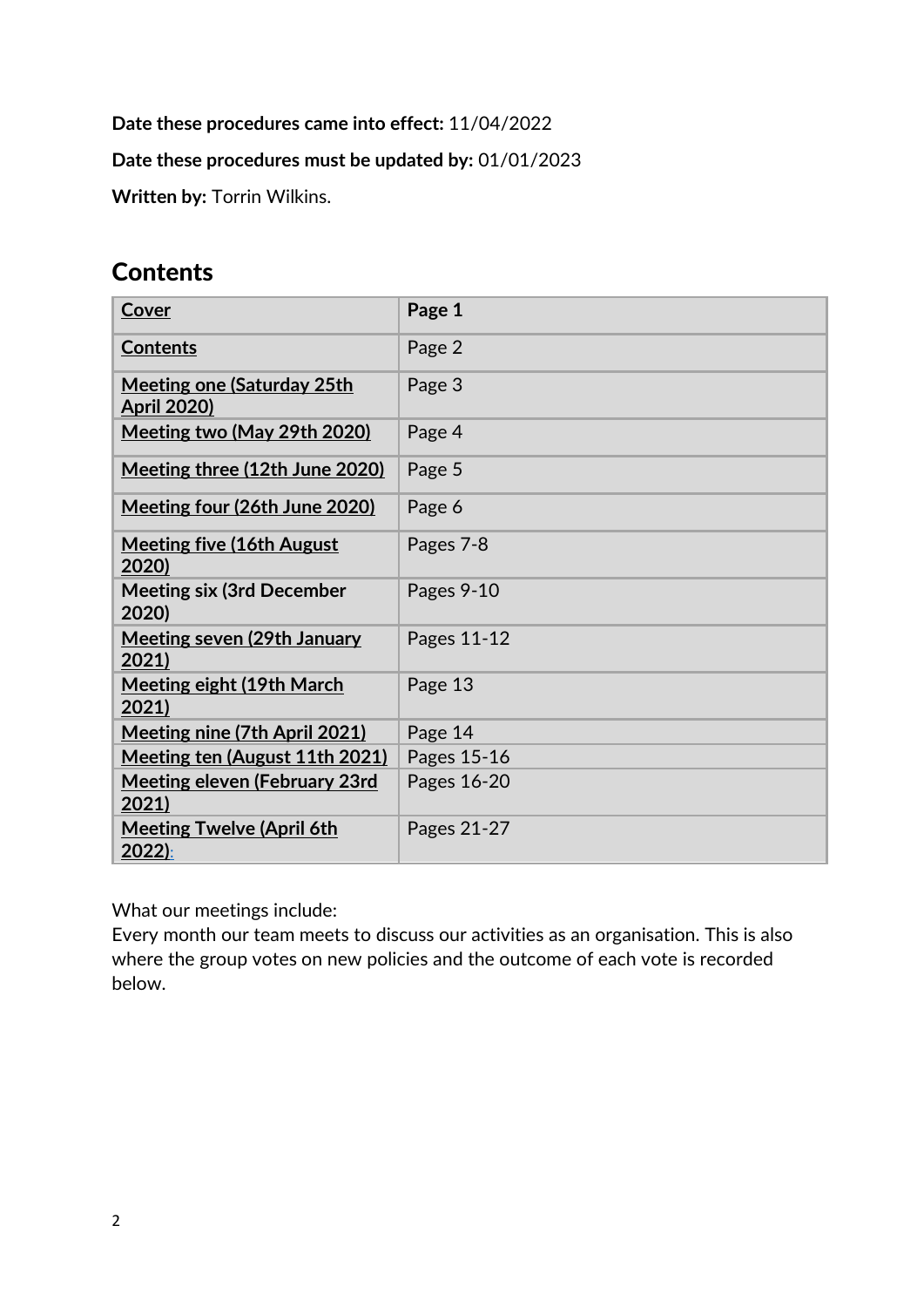**Date these procedures came into effect:** 11/04/2022

**Date these procedures must be updated by:** 01/01/2023

**Written by:** Torrin Wilkins.

## Contents

| **Cover** | **Page 1** |
|---|---|
| **Contents** | Page 2 |
| **Meeting one (Saturday 25th April 2020)** | Page 3 |
| **Meeting two (May 29th 2020)** | Page 4 |
| **Meeting three (12th June 2020)** | Page 5 |
| **Meeting four (26th June 2020)** | Page 6 |
| **Meeting five (16th August 2020)** | Pages 7-8 |
| **Meeting six (3rd December 2020)** | Pages 9-10 |
| **Meeting seven (29th January 2021)** | Pages 11-12 |
| **Meeting eight (19th March 2021)** | Page 13 |
| **Meeting nine (7th April 2021)** | Page 14 |
| **Meeting ten (August 11th 2021)** | Pages 15-16 |
| **Meeting eleven (February 23rd 2021)** | Pages 16-20 |
| **Meeting Twelve (April 6th 2022):** | Pages 21-27 |

What our meetings include:
Every month our team meets to discuss our activities as an organisation. This is also where the group votes on new policies and the outcome of each vote is recorded below.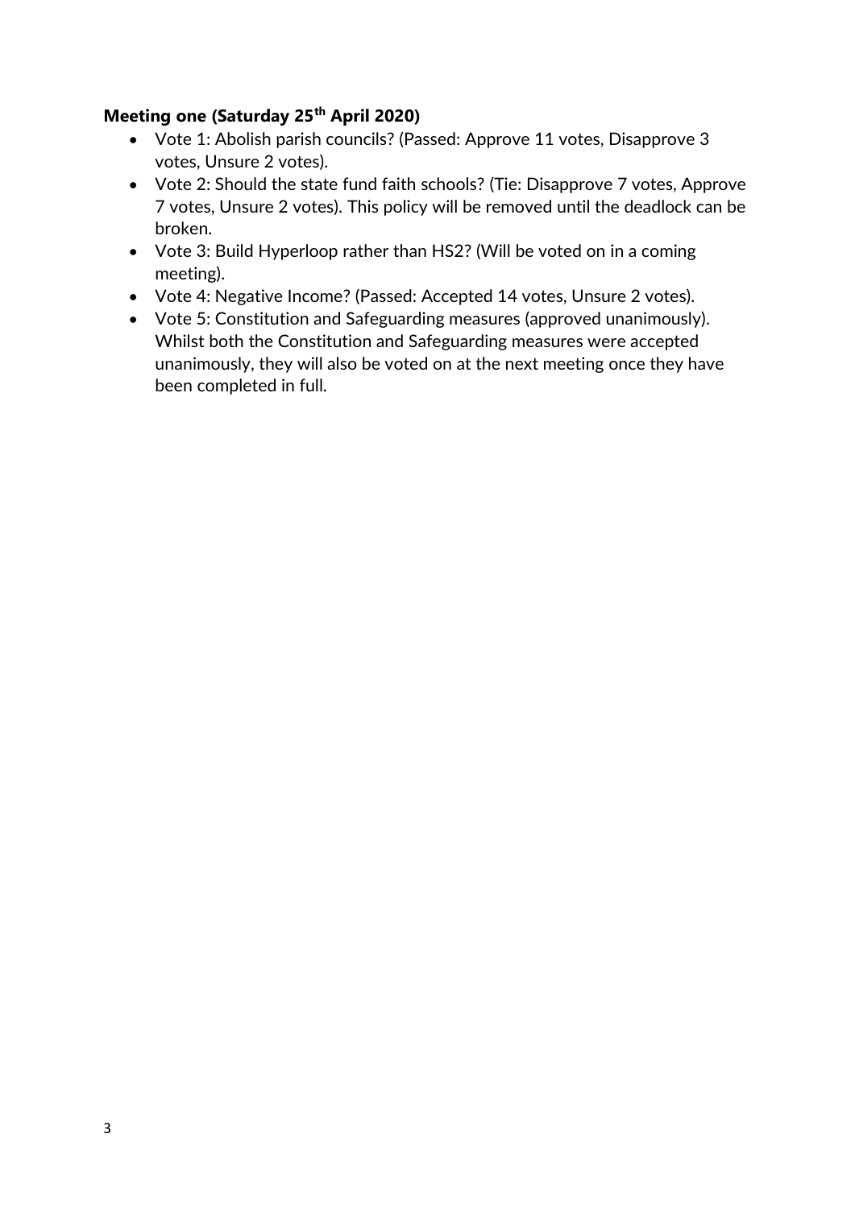**Meeting one (Saturday 25th April 2020)**

- Vote 1: Abolish parish councils? (Passed: Approve 11 votes, Disapprove 3 votes, Unsure 2 votes).
- Vote 2: Should the state fund faith schools? (Tie: Disapprove 7 votes, Approve 7 votes, Unsure 2 votes). This policy will be removed until the deadlock can be broken.
- Vote 3: Build Hyperloop rather than HS2? (Will be voted on in a coming meeting).
- Vote 4: Negative Income? (Passed: Accepted 14 votes, Unsure 2 votes).
- Vote 5: Constitution and Safeguarding measures (approved unanimously). Whilst both the Constitution and Safeguarding measures were accepted unanimously, they will also be voted on at the next meeting once they have been completed in full.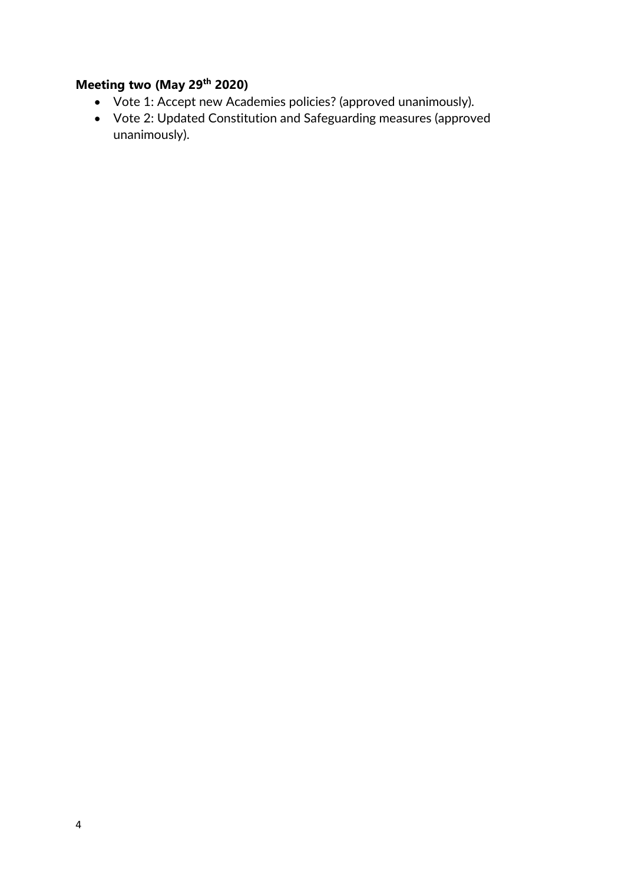**Meeting two (May 29th 2020)**

- Vote 1: Accept new Academies policies? (approved unanimously).
- Vote 2: Updated Constitution and Safeguarding measures (approved unanimously).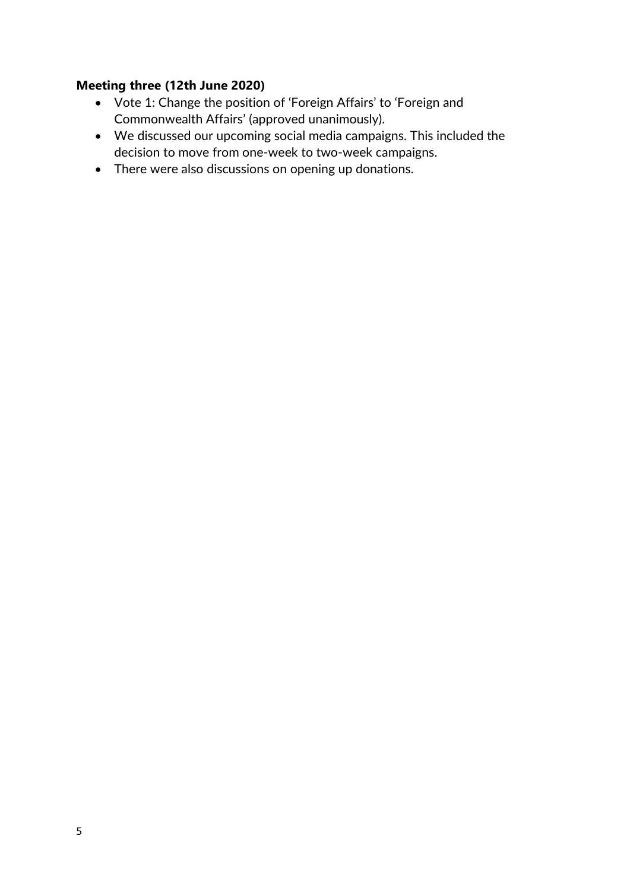**Meeting three (12th June 2020)**

- Vote 1: Change the position of 'Foreign Affairs' to 'Foreign and Commonwealth Affairs' (approved unanimously).
- We discussed our upcoming social media campaigns. This included the decision to move from one-week to two-week campaigns.
- There were also discussions on opening up donations.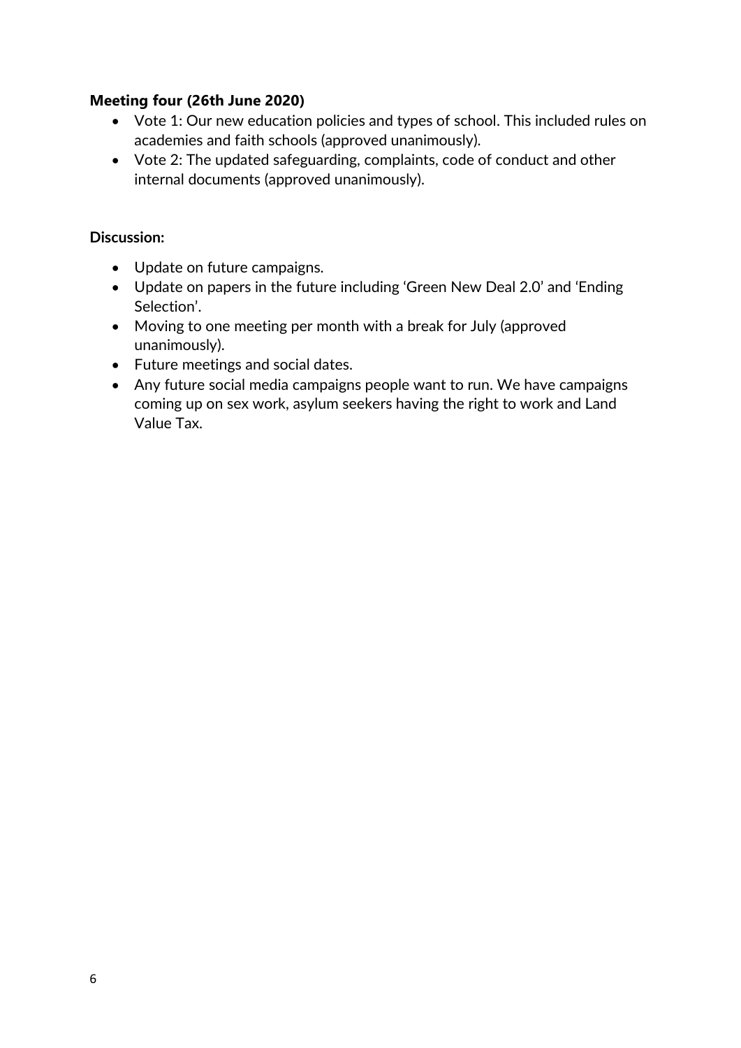**Meeting four (26th June 2020)**

- Vote 1: Our new education policies and types of school. This included rules on academies and faith schools (approved unanimously).
- Vote 2: The updated safeguarding, complaints, code of conduct and other internal documents (approved unanimously).

**Discussion:**

- Update on future campaigns.
- Update on papers in the future including 'Green New Deal 2.0' and 'Ending Selection'.
- Moving to one meeting per month with a break for July (approved unanimously).
- Future meetings and social dates.
- Any future social media campaigns people want to run. We have campaigns coming up on sex work, asylum seekers having the right to work and Land Value Tax.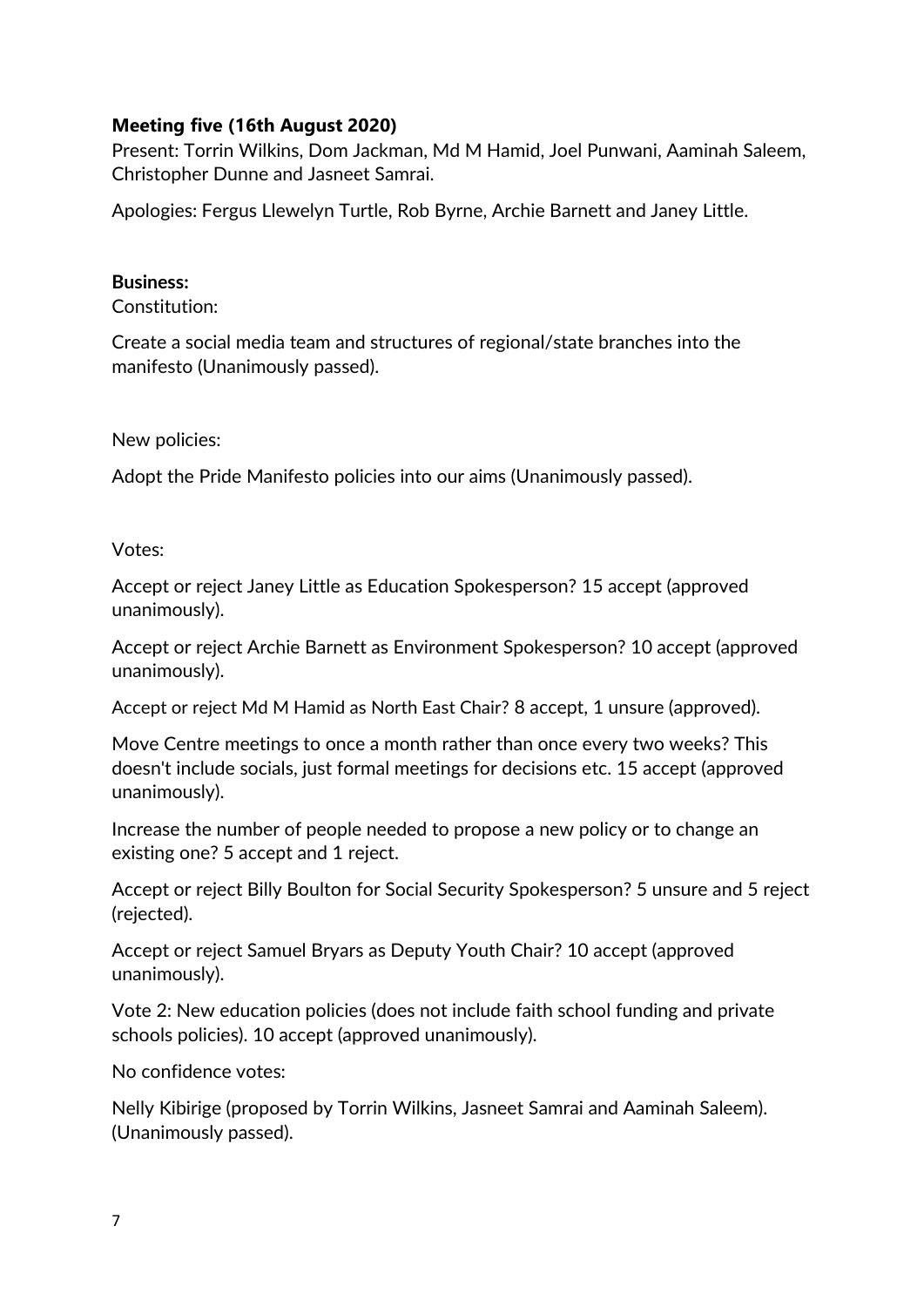**Meeting five (16th August 2020)**

Present: Torrin Wilkins, Dom Jackman, Md M Hamid, Joel Punwani, Aaminah Saleem, Christopher Dunne and Jasneet Samrai.

Apologies: Fergus Llewelyn Turtle, Rob Byrne, Archie Barnett and Janey Little.

**Business:**

Constitution:

Create a social media team and structures of regional/state branches into the manifesto (Unanimously passed).

New policies:

Adopt the Pride Manifesto policies into our aims (Unanimously passed).

Votes:

Accept or reject Janey Little as Education Spokesperson? 15 accept (approved unanimously).

Accept or reject Archie Barnett as Environment Spokesperson? 10 accept (approved unanimously).

Accept or reject Md M Hamid as North East Chair? 8 accept, 1 unsure (approved).

Move Centre meetings to once a month rather than once every two weeks? This doesn't include socials, just formal meetings for decisions etc. 15 accept (approved unanimously).

Increase the number of people needed to propose a new policy or to change an existing one? 5 accept and 1 reject.

Accept or reject Billy Boulton for Social Security Spokesperson? 5 unsure and 5 reject (rejected).

Accept or reject Samuel Bryars as Deputy Youth Chair? 10 accept (approved unanimously).

Vote 2: New education policies (does not include faith school funding and private schools policies). 10 accept (approved unanimously).

No confidence votes:

Nelly Kibirige (proposed by Torrin Wilkins, Jasneet Samrai and Aaminah Saleem). (Unanimously passed).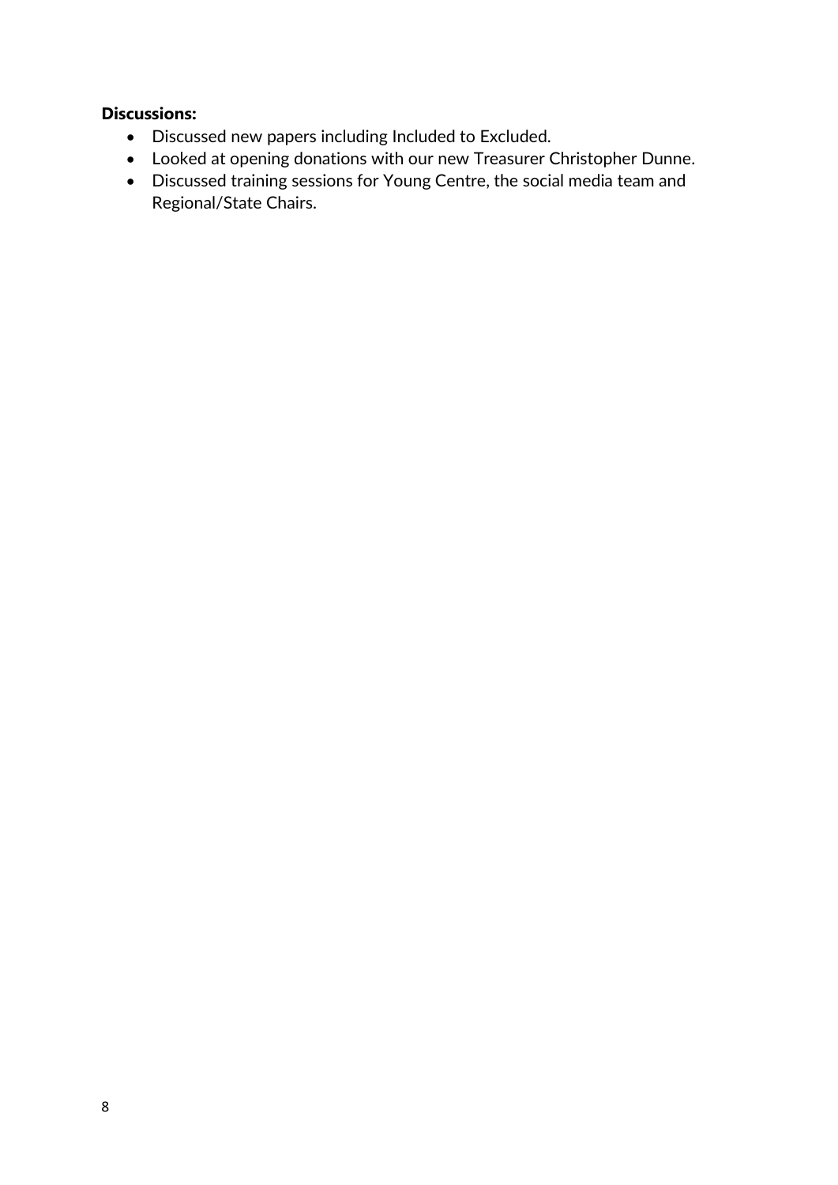**Discussions:**

- Discussed new papers including Included to Excluded.
- Looked at opening donations with our new Treasurer Christopher Dunne.
- Discussed training sessions for Young Centre, the social media team and Regional/State Chairs.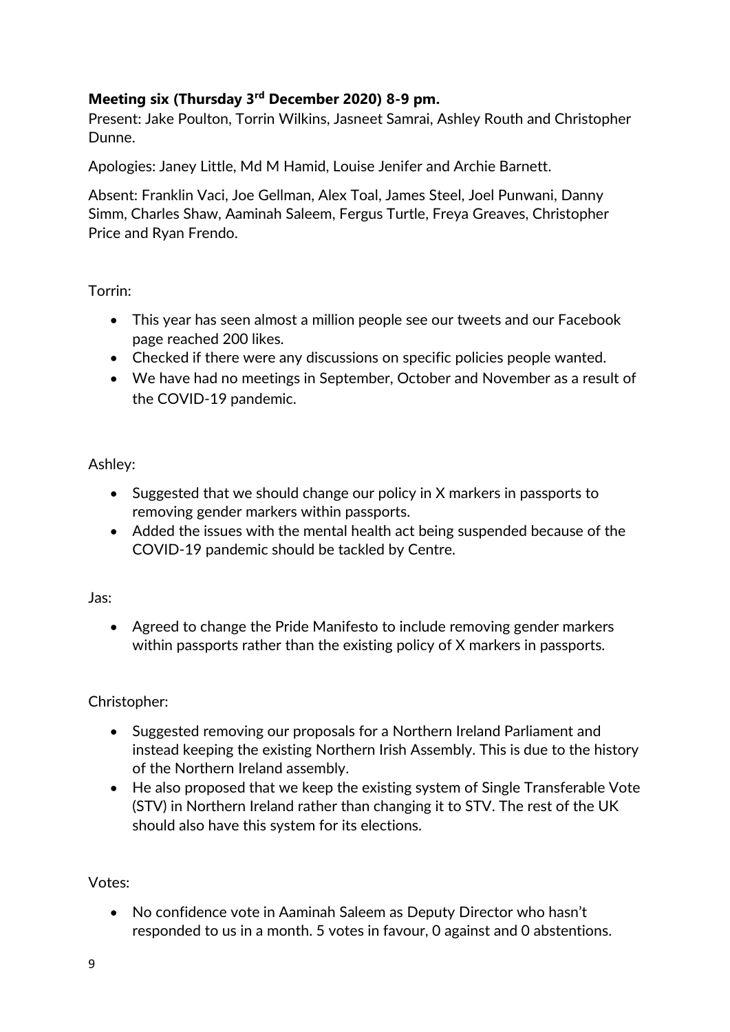**Meeting six (Thursday 3rd December 2020) 8-9 pm.**

Present: Jake Poulton, Torrin Wilkins, Jasneet Samrai, Ashley Routh and Christopher Dunne.

Apologies: Janey Little, Md M Hamid, Louise Jenifer and Archie Barnett.

Absent: Franklin Vaci, Joe Gellman, Alex Toal, James Steel, Joel Punwani, Danny Simm, Charles Shaw, Aaminah Saleem, Fergus Turtle, Freya Greaves, Christopher Price and Ryan Frendo.

Torrin:

- This year has seen almost a million people see our tweets and our Facebook page reached 200 likes.
- Checked if there were any discussions on specific policies people wanted.
- We have had no meetings in September, October and November as a result of the COVID-19 pandemic.

Ashley:

- Suggested that we should change our policy in X markers in passports to removing gender markers within passports.
- Added the issues with the mental health act being suspended because of the COVID-19 pandemic should be tackled by Centre.

Jas:

- Agreed to change the Pride Manifesto to include removing gender markers within passports rather than the existing policy of X markers in passports.

Christopher:

- Suggested removing our proposals for a Northern Ireland Parliament and instead keeping the existing Northern Irish Assembly. This is due to the history of the Northern Ireland assembly.
- He also proposed that we keep the existing system of Single Transferable Vote (STV) in Northern Ireland rather than changing it to STV. The rest of the UK should also have this system for its elections.

Votes:

- No confidence vote in Aaminah Saleem as Deputy Director who hasn't responded to us in a month. 5 votes in favour, 0 against and 0 abstentions.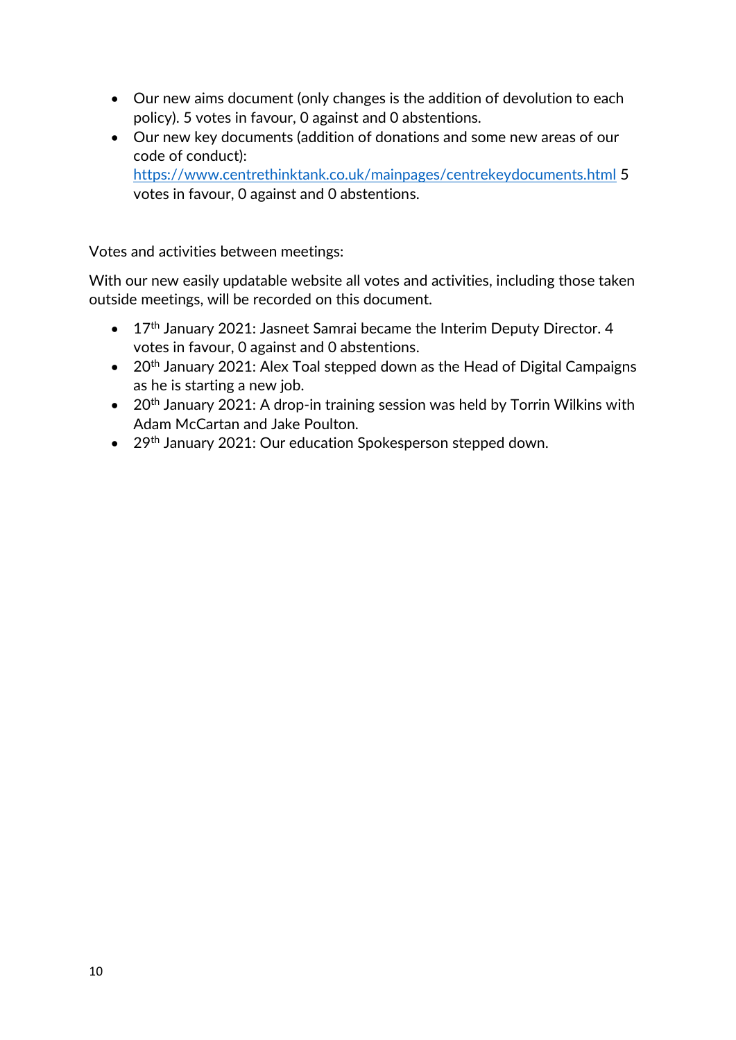- Our new aims document (only changes is the addition of devolution to each policy). 5 votes in favour, 0 against and 0 abstentions.
- Our new key documents (addition of donations and some new areas of our code of conduct): https://www.centrethinktank.co.uk/mainpages/centrekeydocuments.html 5 votes in favour, 0 against and 0 abstentions.

Votes and activities between meetings:

With our new easily updatable website all votes and activities, including those taken outside meetings, will be recorded on this document.

- 17th January 2021: Jasneet Samrai became the Interim Deputy Director. 4 votes in favour, 0 against and 0 abstentions.
- 20th January 2021: Alex Toal stepped down as the Head of Digital Campaigns as he is starting a new job.
- 20th January 2021: A drop-in training session was held by Torrin Wilkins with Adam McCartan and Jake Poulton.
- 29th January 2021: Our education Spokesperson stepped down.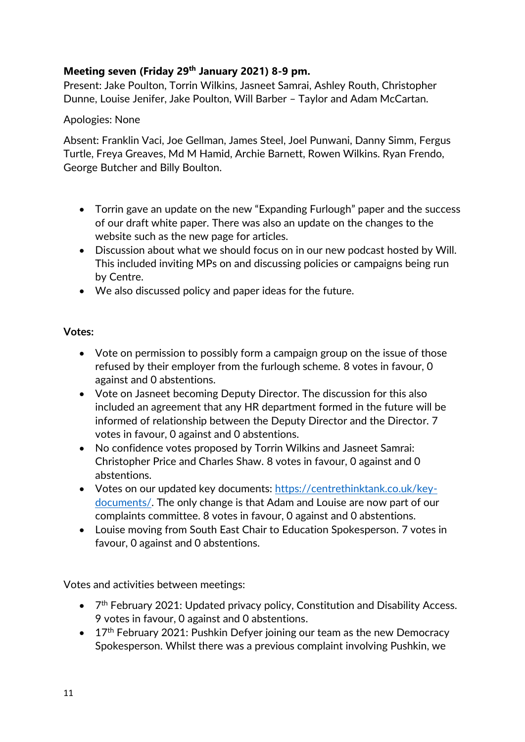**Meeting seven (Friday 29th January 2021) 8-9 pm.**
Present: Jake Poulton, Torrin Wilkins, Jasneet Samrai, Ashley Routh, Christopher Dunne, Louise Jenifer, Jake Poulton, Will Barber – Taylor and Adam McCartan.

Apologies: None

Absent: Franklin Vaci, Joe Gellman, James Steel, Joel Punwani, Danny Simm, Fergus Turtle, Freya Greaves, Md M Hamid, Archie Barnett, Rowen Wilkins. Ryan Frendo, George Butcher and Billy Boulton.

- Torrin gave an update on the new "Expanding Furlough" paper and the success of our draft white paper. There was also an update on the changes to the website such as the new page for articles.
- Discussion about what we should focus on in our new podcast hosted by Will. This included inviting MPs on and discussing policies or campaigns being run by Centre.
- We also discussed policy and paper ideas for the future.

**Votes:**

- Vote on permission to possibly form a campaign group on the issue of those refused by their employer from the furlough scheme. 8 votes in favour, 0 against and 0 abstentions.
- Vote on Jasneet becoming Deputy Director. The discussion for this also included an agreement that any HR department formed in the future will be informed of relationship between the Deputy Director and the Director. 7 votes in favour, 0 against and 0 abstentions.
- No confidence votes proposed by Torrin Wilkins and Jasneet Samrai: Christopher Price and Charles Shaw. 8 votes in favour, 0 against and 0 abstentions.
- Votes on our updated key documents: [https://centrethinktank.co.uk/key-documents/](https://centrethinktank.co.uk/key-documents/). The only change is that Adam and Louise are now part of our complaints committee. 8 votes in favour, 0 against and 0 abstentions.
- Louise moving from South East Chair to Education Spokesperson. 7 votes in favour, 0 against and 0 abstentions.

Votes and activities between meetings:

- 7th February 2021: Updated privacy policy, Constitution and Disability Access. 9 votes in favour, 0 against and 0 abstentions.
- 17th February 2021: Pushkin Defyer joining our team as the new Democracy Spokesperson. Whilst there was a previous complaint involving Pushkin, we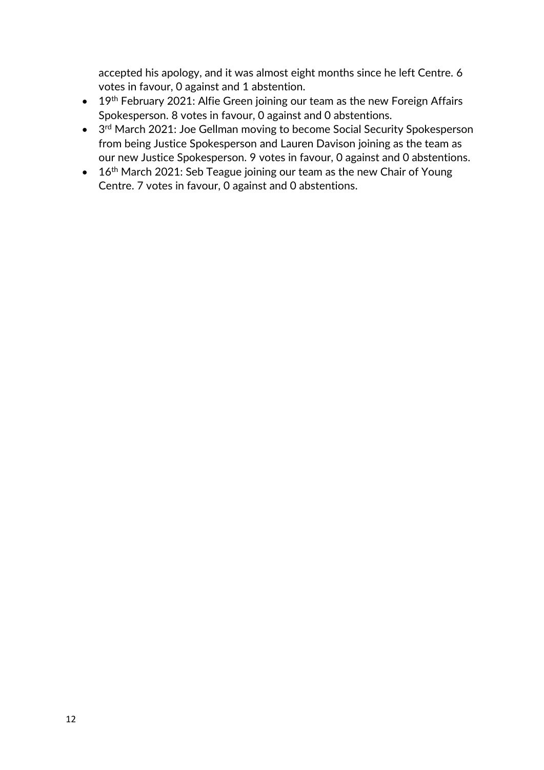accepted his apology, and it was almost eight months since he left Centre. 6 votes in favour, 0 against and 1 abstention.

- 19th February 2021: Alfie Green joining our team as the new Foreign Affairs Spokesperson. 8 votes in favour, 0 against and 0 abstentions.
- 3rd March 2021: Joe Gellman moving to become Social Security Spokesperson from being Justice Spokesperson and Lauren Davison joining as the team as our new Justice Spokesperson. 9 votes in favour, 0 against and 0 abstentions.
- 16th March 2021: Seb Teague joining our team as the new Chair of Young Centre. 7 votes in favour, 0 against and 0 abstentions.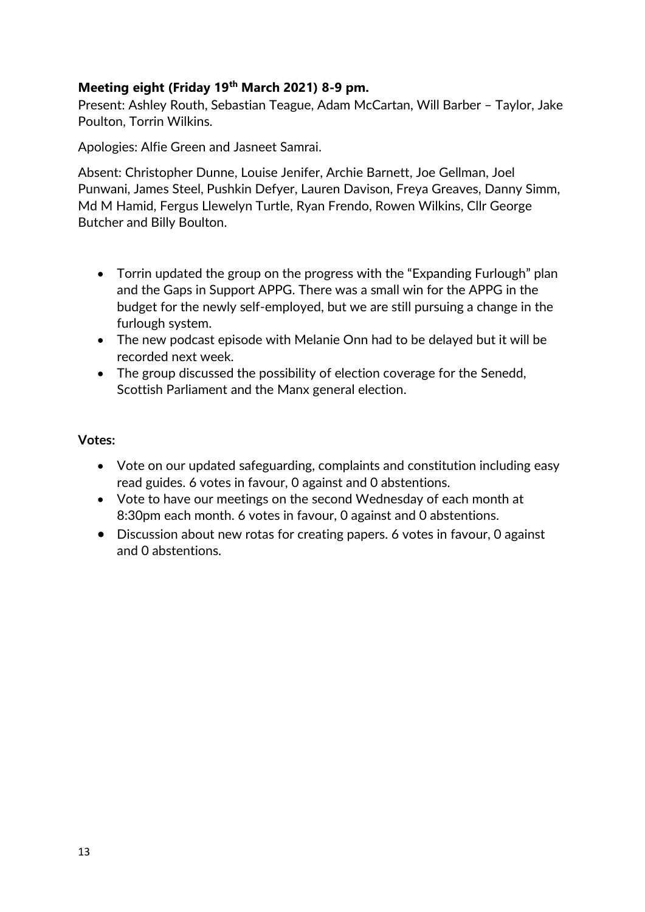**Meeting eight (Friday 19th March 2021) 8-9 pm.**

Present: Ashley Routh, Sebastian Teague, Adam McCartan, Will Barber – Taylor, Jake Poulton, Torrin Wilkins.

Apologies: Alfie Green and Jasneet Samrai.

Absent: Christopher Dunne, Louise Jenifer, Archie Barnett, Joe Gellman, Joel Punwani, James Steel, Pushkin Defyer, Lauren Davison, Freya Greaves, Danny Simm, Md M Hamid, Fergus Llewelyn Turtle, Ryan Frendo, Rowen Wilkins, Cllr George Butcher and Billy Boulton.

- Torrin updated the group on the progress with the "Expanding Furlough" plan and the Gaps in Support APPG. There was a small win for the APPG in the budget for the newly self-employed, but we are still pursuing a change in the furlough system.
- The new podcast episode with Melanie Onn had to be delayed but it will be recorded next week.
- The group discussed the possibility of election coverage for the Senedd, Scottish Parliament and the Manx general election.

**Votes:**

- Vote on our updated safeguarding, complaints and constitution including easy read guides. 6 votes in favour, 0 against and 0 abstentions.
- Vote to have our meetings on the second Wednesday of each month at 8:30pm each month. 6 votes in favour, 0 against and 0 abstentions.
- Discussion about new rotas for creating papers. 6 votes in favour, 0 against and 0 abstentions.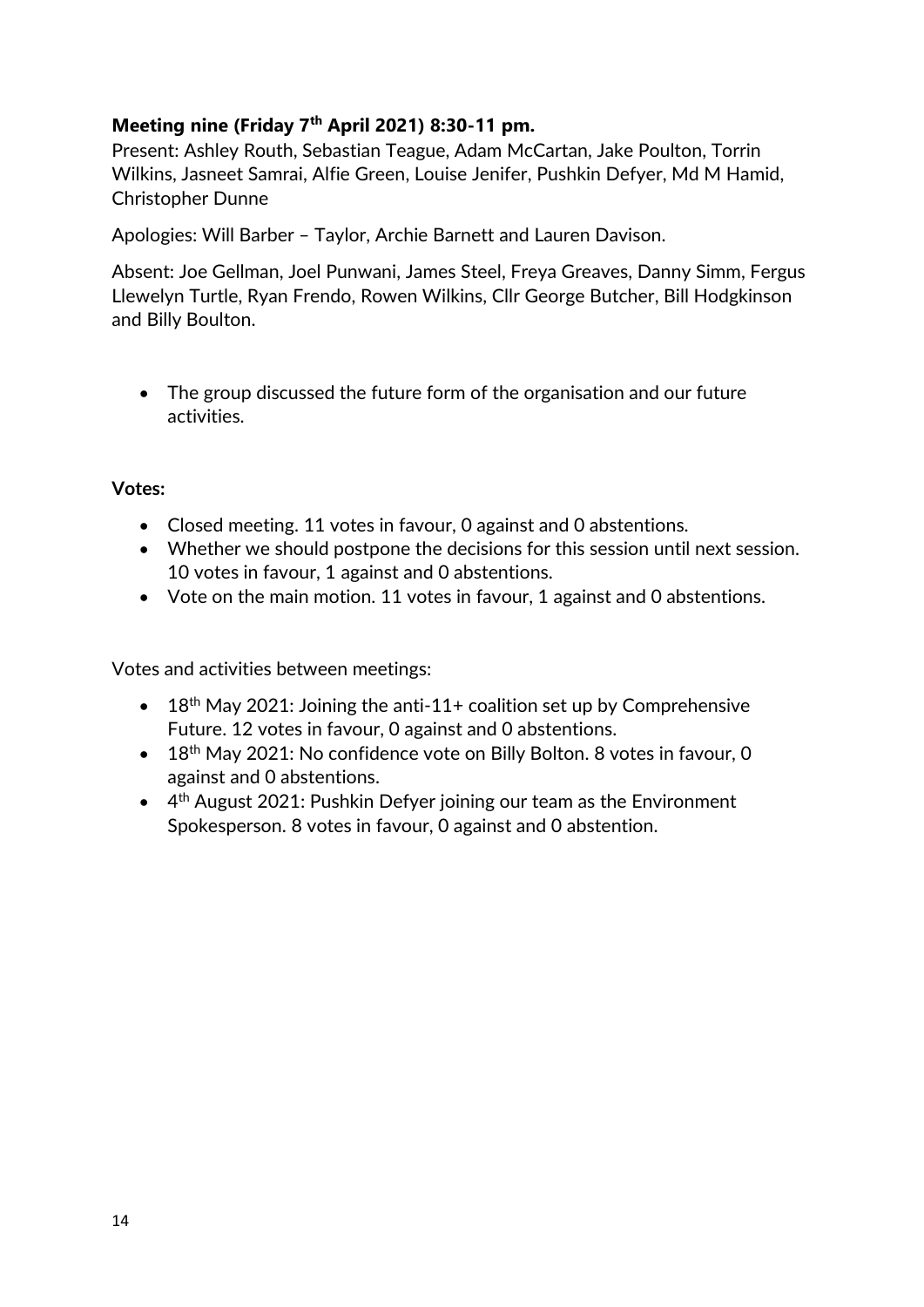**Meeting nine (Friday 7th April 2021) 8:30-11 pm.**

Present: Ashley Routh, Sebastian Teague, Adam McCartan, Jake Poulton, Torrin Wilkins, Jasneet Samrai, Alfie Green, Louise Jenifer, Pushkin Defyer, Md M Hamid, Christopher Dunne

Apologies: Will Barber – Taylor, Archie Barnett and Lauren Davison.

Absent: Joe Gellman, Joel Punwani, James Steel, Freya Greaves, Danny Simm, Fergus Llewelyn Turtle, Ryan Frendo, Rowen Wilkins, Cllr George Butcher, Bill Hodgkinson and Billy Boulton.

- The group discussed the future form of the organisation and our future activities.

**Votes:**

- Closed meeting. 11 votes in favour, 0 against and 0 abstentions.
- Whether we should postpone the decisions for this session until next session. 10 votes in favour, 1 against and 0 abstentions.
- Vote on the main motion. 11 votes in favour, 1 against and 0 abstentions.

Votes and activities between meetings:

- 18th May 2021: Joining the anti-11+ coalition set up by Comprehensive Future. 12 votes in favour, 0 against and 0 abstentions.
- 18th May 2021: No confidence vote on Billy Bolton. 8 votes in favour, 0 against and 0 abstentions.
- 4th August 2021: Pushkin Defyer joining our team as the Environment Spokesperson. 8 votes in favour, 0 against and 0 abstention.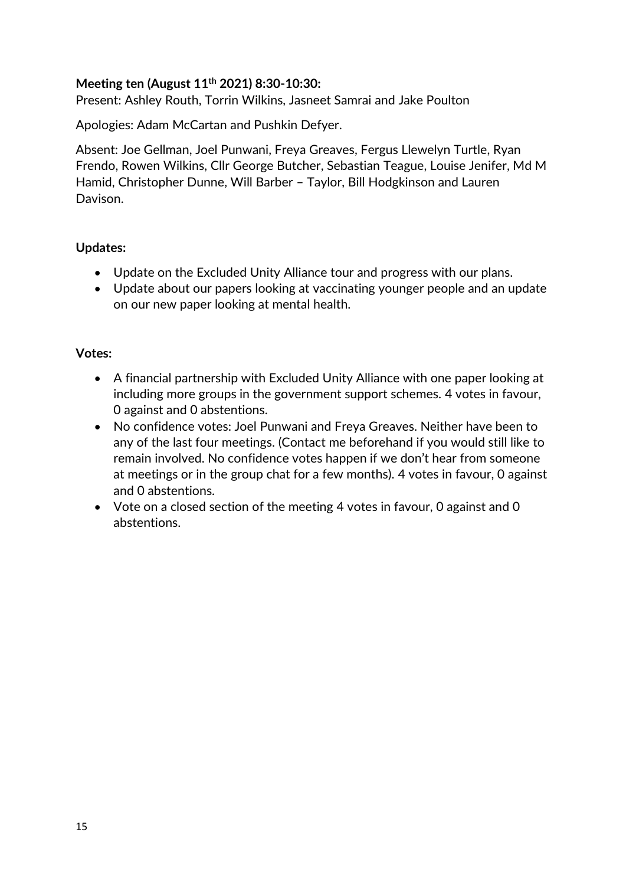**Meeting ten (August 11th 2021) 8:30-10:30:**

Present: Ashley Routh, Torrin Wilkins, Jasneet Samrai and Jake Poulton

Apologies: Adam McCartan and Pushkin Defyer.

Absent: Joe Gellman, Joel Punwani, Freya Greaves, Fergus Llewelyn Turtle, Ryan Frendo, Rowen Wilkins, Cllr George Butcher, Sebastian Teague, Louise Jenifer, Md M Hamid, Christopher Dunne, Will Barber – Taylor, Bill Hodgkinson and Lauren Davison.

**Updates:**

- Update on the Excluded Unity Alliance tour and progress with our plans.
- Update about our papers looking at vaccinating younger people and an update on our new paper looking at mental health.

**Votes:**

- A financial partnership with Excluded Unity Alliance with one paper looking at including more groups in the government support schemes. 4 votes in favour, 0 against and 0 abstentions.
- No confidence votes: Joel Punwani and Freya Greaves. Neither have been to any of the last four meetings. (Contact me beforehand if you would still like to remain involved. No confidence votes happen if we don't hear from someone at meetings or in the group chat for a few months). 4 votes in favour, 0 against and 0 abstentions.
- Vote on a closed section of the meeting 4 votes in favour, 0 against and 0 abstentions.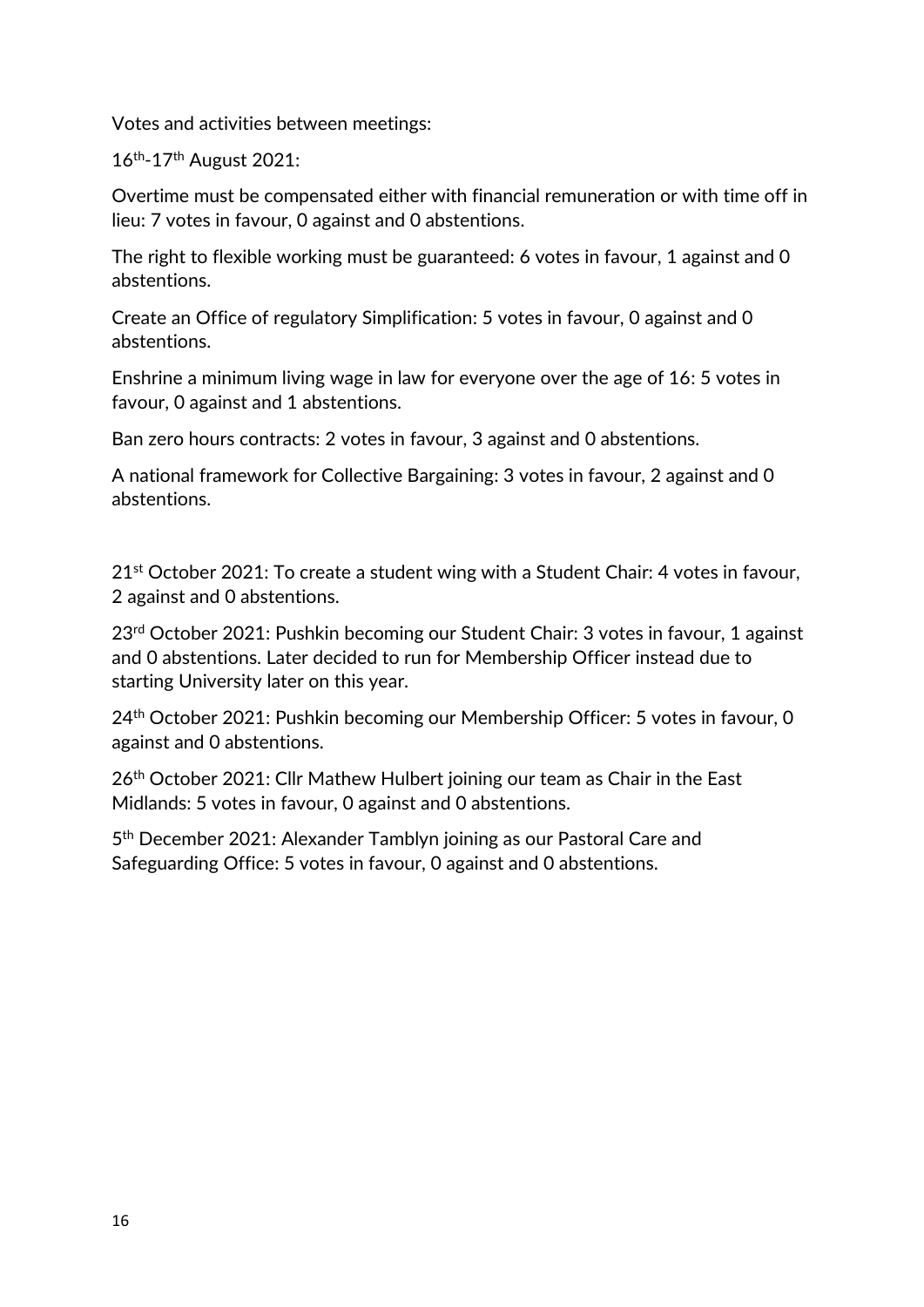Votes and activities between meetings:

16th-17th August 2021:

Overtime must be compensated either with financial remuneration or with time off in lieu: 7 votes in favour, 0 against and 0 abstentions.

The right to flexible working must be guaranteed: 6 votes in favour, 1 against and 0 abstentions.

Create an Office of regulatory Simplification: 5 votes in favour, 0 against and 0 abstentions.

Enshrine a minimum living wage in law for everyone over the age of 16: 5 votes in favour, 0 against and 1 abstentions.

Ban zero hours contracts: 2 votes in favour, 3 against and 0 abstentions.

A national framework for Collective Bargaining: 3 votes in favour, 2 against and 0 abstentions.

21st October 2021: To create a student wing with a Student Chair: 4 votes in favour, 2 against and 0 abstentions.

23rd October 2021: Pushkin becoming our Student Chair: 3 votes in favour, 1 against and 0 abstentions. Later decided to run for Membership Officer instead due to starting University later on this year.

24th October 2021: Pushkin becoming our Membership Officer: 5 votes in favour, 0 against and 0 abstentions.

26th October 2021: Cllr Mathew Hulbert joining our team as Chair in the East Midlands: 5 votes in favour, 0 against and 0 abstentions.

5th December 2021: Alexander Tamblyn joining as our Pastoral Care and Safeguarding Office: 5 votes in favour, 0 against and 0 abstentions.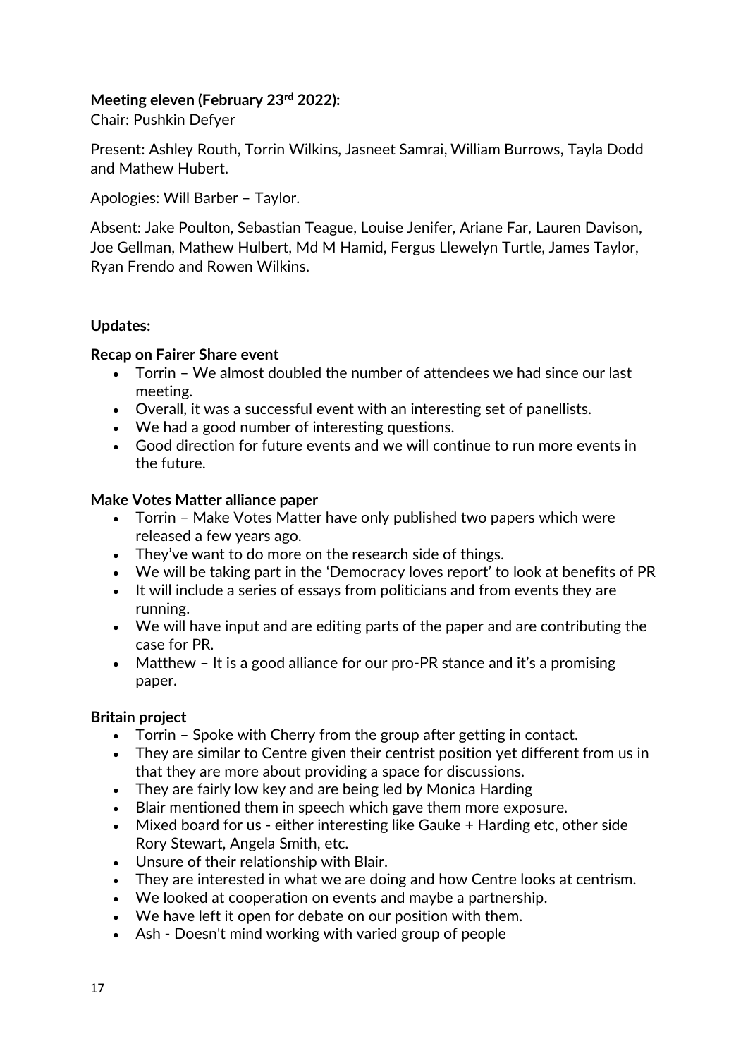**Meeting eleven (February 23rd 2022):**

Chair: Pushkin Defyer

Present: Ashley Routh, Torrin Wilkins, Jasneet Samrai, William Burrows, Tayla Dodd and Mathew Hubert.

Apologies: Will Barber – Taylor.

Absent: Jake Poulton, Sebastian Teague, Louise Jenifer, Ariane Far, Lauren Davison, Joe Gellman, Mathew Hulbert, Md M Hamid, Fergus Llewelyn Turtle, James Taylor, Ryan Frendo and Rowen Wilkins.

**Updates:**

**Recap on Fairer Share event**

- Torrin – We almost doubled the number of attendees we had since our last meeting.
- Overall, it was a successful event with an interesting set of panellists.
- We had a good number of interesting questions.
- Good direction for future events and we will continue to run more events in the future.

**Make Votes Matter alliance paper**

- Torrin – Make Votes Matter have only published two papers which were released a few years ago.
- They've want to do more on the research side of things.
- We will be taking part in the 'Democracy loves report' to look at benefits of PR
- It will include a series of essays from politicians and from events they are running.
- We will have input and are editing parts of the paper and are contributing the case for PR.
- Matthew – It is a good alliance for our pro-PR stance and it's a promising paper.

**Britain project**

- Torrin – Spoke with Cherry from the group after getting in contact.
- They are similar to Centre given their centrist position yet different from us in that they are more about providing a space for discussions.
- They are fairly low key and are being led by Monica Harding
- Blair mentioned them in speech which gave them more exposure.
- Mixed board for us - either interesting like Gauke + Harding etc, other side Rory Stewart, Angela Smith, etc.
- Unsure of their relationship with Blair.
- They are interested in what we are doing and how Centre looks at centrism.
- We looked at cooperation on events and maybe a partnership.
- We have left it open for debate on our position with them.
- Ash - Doesn't mind working with varied group of people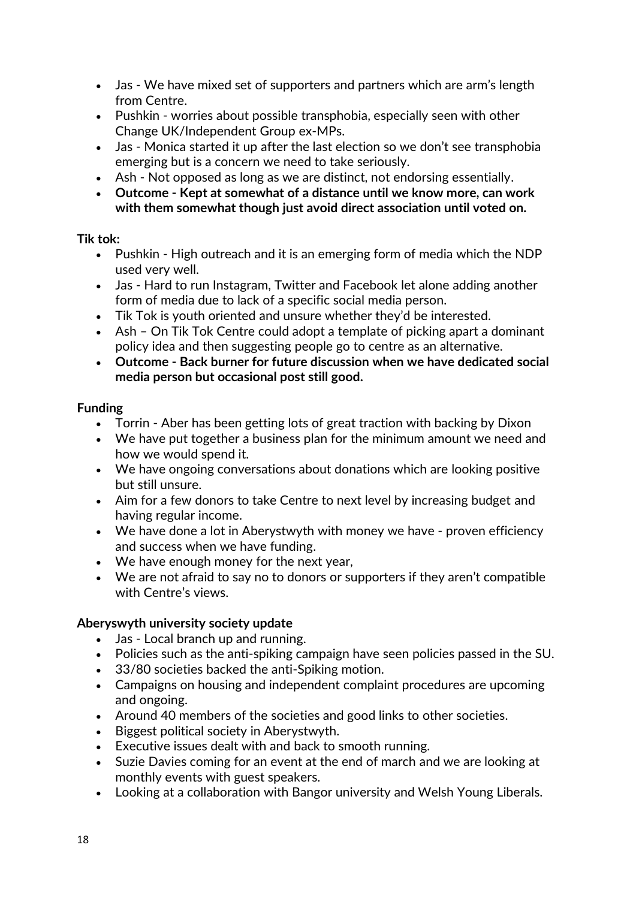- Jas - We have mixed set of supporters and partners which are arm's length from Centre.
- Pushkin - worries about possible transphobia, especially seen with other Change UK/Independent Group ex-MPs.
- Jas - Monica started it up after the last election so we don't see transphobia emerging but is a concern we need to take seriously.
- Ash - Not opposed as long as we are distinct, not endorsing essentially.
- **Outcome - Kept at somewhat of a distance until we know more, can work with them somewhat though just avoid direct association until voted on.**

**Tik tok:**

- Pushkin - High outreach and it is an emerging form of media which the NDP used very well.
- Jas - Hard to run Instagram, Twitter and Facebook let alone adding another form of media due to lack of a specific social media person.
- Tik Tok is youth oriented and unsure whether they'd be interested.
- Ash – On Tik Tok Centre could adopt a template of picking apart a dominant policy idea and then suggesting people go to centre as an alternative.
- **Outcome - Back burner for future discussion when we have dedicated social media person but occasional post still good.**

**Funding**

- Torrin - Aber has been getting lots of great traction with backing by Dixon
- We have put together a business plan for the minimum amount we need and how we would spend it.
- We have ongoing conversations about donations which are looking positive but still unsure.
- Aim for a few donors to take Centre to next level by increasing budget and having regular income.
- We have done a lot in Aberystwyth with money we have - proven efficiency and success when we have funding.
- We have enough money for the next year,
- We are not afraid to say no to donors or supporters if they aren't compatible with Centre's views.

**Aberyswyth university society update**

- Jas - Local branch up and running.
- Policies such as the anti-spiking campaign have seen policies passed in the SU.
- 33/80 societies backed the anti-Spiking motion.
- Campaigns on housing and independent complaint procedures are upcoming and ongoing.
- Around 40 members of the societies and good links to other societies.
- Biggest political society in Aberystwyth.
- Executive issues dealt with and back to smooth running.
- Suzie Davies coming for an event at the end of march and we are looking at monthly events with guest speakers.
- Looking at a collaboration with Bangor university and Welsh Young Liberals.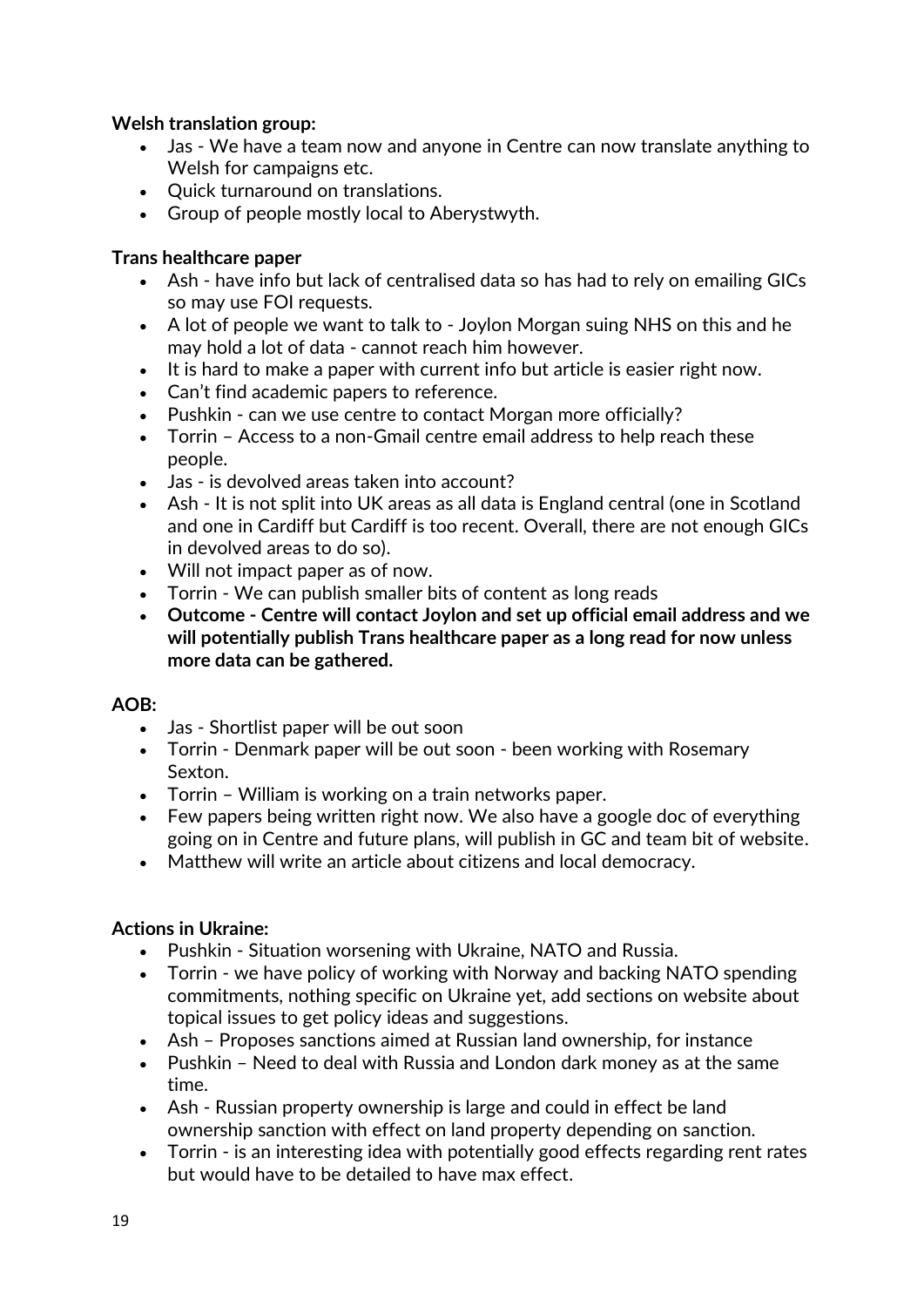**Welsh translation group:**

- Jas - We have a team now and anyone in Centre can now translate anything to Welsh for campaigns etc.
- Quick turnaround on translations.
- Group of people mostly local to Aberystwyth.

**Trans healthcare paper**

- Ash - have info but lack of centralised data so has had to rely on emailing GICs so may use FOI requests.
- A lot of people we want to talk to - Joylon Morgan suing NHS on this and he may hold a lot of data - cannot reach him however.
- It is hard to make a paper with current info but article is easier right now.
- Can't find academic papers to reference.
- Pushkin - can we use centre to contact Morgan more officially?
- Torrin – Access to a non-Gmail centre email address to help reach these people.
- Jas - is devolved areas taken into account?
- Ash - It is not split into UK areas as all data is England central (one in Scotland and one in Cardiff but Cardiff is too recent. Overall, there are not enough GICs in devolved areas to do so).
- Will not impact paper as of now.
- Torrin - We can publish smaller bits of content as long reads
- **Outcome - Centre will contact Joylon and set up official email address and we will potentially publish Trans healthcare paper as a long read for now unless more data can be gathered.**

**AOB:**

- Jas - Shortlist paper will be out soon
- Torrin - Denmark paper will be out soon - been working with Rosemary Sexton.
- Torrin – William is working on a train networks paper.
- Few papers being written right now. We also have a google doc of everything going on in Centre and future plans, will publish in GC and team bit of website.
- Matthew will write an article about citizens and local democracy.

**Actions in Ukraine:**

- Pushkin - Situation worsening with Ukraine, NATO and Russia.
- Torrin - we have policy of working with Norway and backing NATO spending commitments, nothing specific on Ukraine yet, add sections on website about topical issues to get policy ideas and suggestions.
- Ash – Proposes sanctions aimed at Russian land ownership, for instance
- Pushkin – Need to deal with Russia and London dark money as at the same time.
- Ash - Russian property ownership is large and could in effect be land ownership sanction with effect on land property depending on sanction.
- Torrin - is an interesting idea with potentially good effects regarding rent rates but would have to be detailed to have max effect.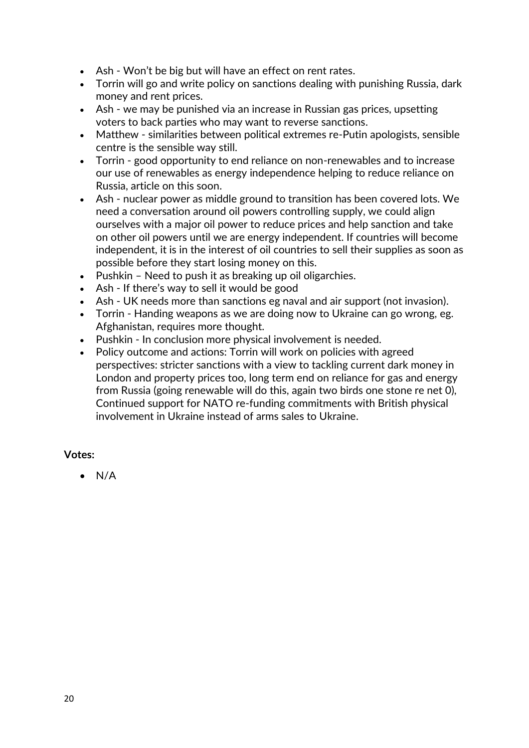- Ash - Won't be big but will have an effect on rent rates.
- Torrin will go and write policy on sanctions dealing with punishing Russia, dark money and rent prices.
- Ash - we may be punished via an increase in Russian gas prices, upsetting voters to back parties who may want to reverse sanctions.
- Matthew - similarities between political extremes re-Putin apologists, sensible centre is the sensible way still.
- Torrin - good opportunity to end reliance on non-renewables and to increase our use of renewables as energy independence helping to reduce reliance on Russia, article on this soon.
- Ash - nuclear power as middle ground to transition has been covered lots. We need a conversation around oil powers controlling supply, we could align ourselves with a major oil power to reduce prices and help sanction and take on other oil powers until we are energy independent. If countries will become independent, it is in the interest of oil countries to sell their supplies as soon as possible before they start losing money on this.
- Pushkin – Need to push it as breaking up oil oligarchies.
- Ash - If there's way to sell it would be good
- Ash - UK needs more than sanctions eg naval and air support (not invasion).
- Torrin - Handing weapons as we are doing now to Ukraine can go wrong, eg. Afghanistan, requires more thought.
- Pushkin - In conclusion more physical involvement is needed.
- Policy outcome and actions: Torrin will work on policies with agreed perspectives: stricter sanctions with a view to tackling current dark money in London and property prices too, long term end on reliance for gas and energy from Russia (going renewable will do this, again two birds one stone re net 0), Continued support for NATO re-funding commitments with British physical involvement in Ukraine instead of arms sales to Ukraine.

**Votes:**

- N/A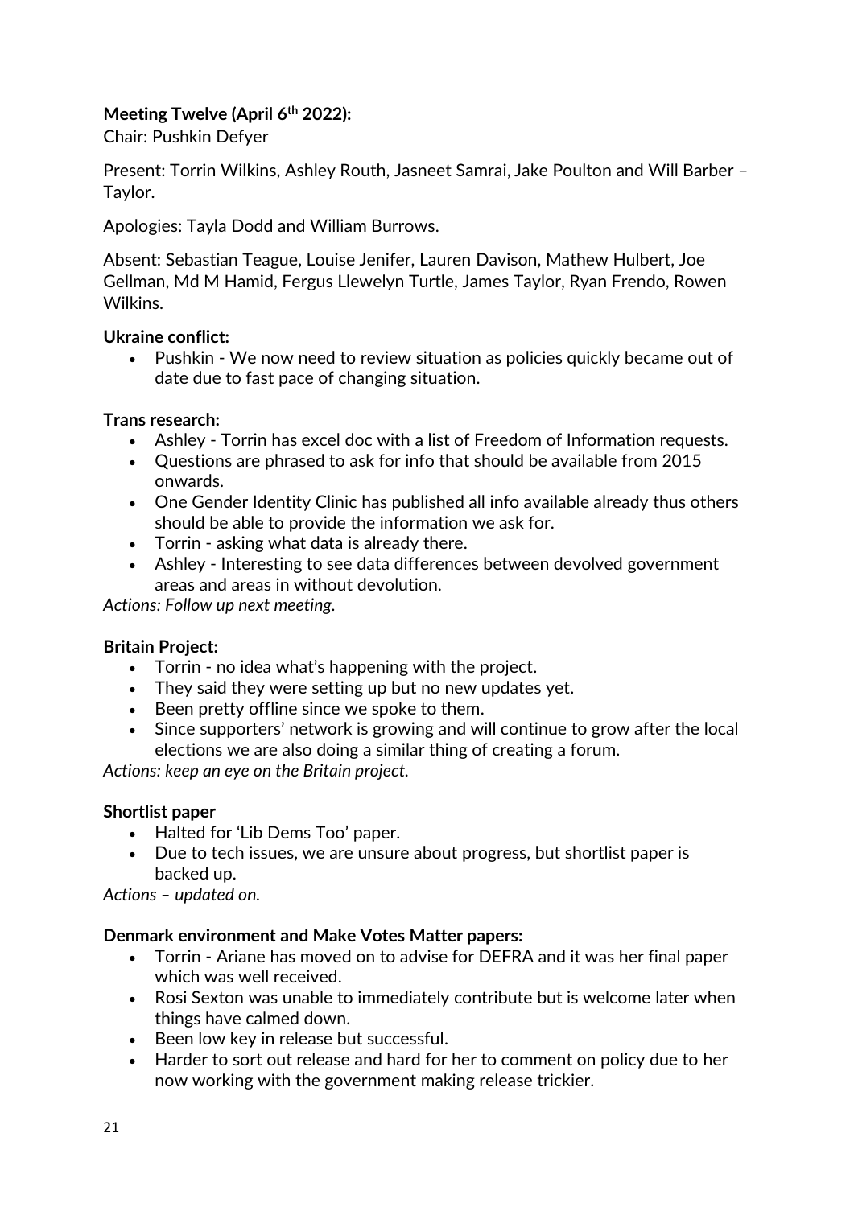**Meeting Twelve (April 6th 2022):**

Chair: Pushkin Defyer

Present: Torrin Wilkins, Ashley Routh, Jasneet Samrai, Jake Poulton and Will Barber – Taylor.

Apologies: Tayla Dodd and William Burrows.

Absent: Sebastian Teague, Louise Jenifer, Lauren Davison, Mathew Hulbert, Joe Gellman, Md M Hamid, Fergus Llewelyn Turtle, James Taylor, Ryan Frendo, Rowen Wilkins.

**Ukraine conflict:**

- Pushkin - We now need to review situation as policies quickly became out of date due to fast pace of changing situation.

**Trans research:**

- Ashley - Torrin has excel doc with a list of Freedom of Information requests.
- Questions are phrased to ask for info that should be available from 2015 onwards.
- One Gender Identity Clinic has published all info available already thus others should be able to provide the information we ask for.
- Torrin - asking what data is already there.
- Ashley - Interesting to see data differences between devolved government areas and areas in without devolution.

*Actions: Follow up next meeting.*

**Britain Project:**

- Torrin - no idea what's happening with the project.
- They said they were setting up but no new updates yet.
- Been pretty offline since we spoke to them.
- Since supporters' network is growing and will continue to grow after the local elections we are also doing a similar thing of creating a forum.

*Actions: keep an eye on the Britain project.*

**Shortlist paper**

- Halted for 'Lib Dems Too' paper.
- Due to tech issues, we are unsure about progress, but shortlist paper is backed up.

*Actions – updated on.*

**Denmark environment and Make Votes Matter papers:**

- Torrin - Ariane has moved on to advise for DEFRA and it was her final paper which was well received.
- Rosi Sexton was unable to immediately contribute but is welcome later when things have calmed down.
- Been low key in release but successful.
- Harder to sort out release and hard for her to comment on policy due to her now working with the government making release trickier.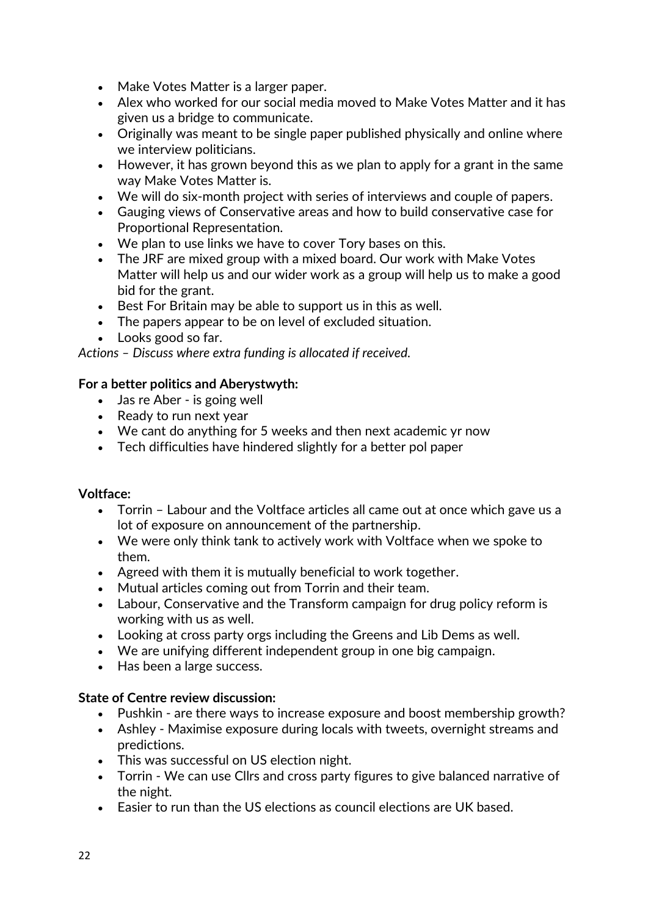- Make Votes Matter is a larger paper.
- Alex who worked for our social media moved to Make Votes Matter and it has given us a bridge to communicate.
- Originally was meant to be single paper published physically and online where we interview politicians.
- However, it has grown beyond this as we plan to apply for a grant in the same way Make Votes Matter is.
- We will do six-month project with series of interviews and couple of papers.
- Gauging views of Conservative areas and how to build conservative case for Proportional Representation.
- We plan to use links we have to cover Tory bases on this.
- The JRF are mixed group with a mixed board. Our work with Make Votes Matter will help us and our wider work as a group will help us to make a good bid for the grant.
- Best For Britain may be able to support us in this as well.
- The papers appear to be on level of excluded situation.
- Looks good so far.

*Actions – Discuss where extra funding is allocated if received.*

**For a better politics and Aberystwyth:**

- Jas re Aber - is going well
- Ready to run next year
- We cant do anything for 5 weeks and then next academic yr now
- Tech difficulties have hindered slightly for a better pol paper

**Voltface:**

- Torrin – Labour and the Voltface articles all came out at once which gave us a lot of exposure on announcement of the partnership.
- We were only think tank to actively work with Voltface when we spoke to them.
- Agreed with them it is mutually beneficial to work together.
- Mutual articles coming out from Torrin and their team.
- Labour, Conservative and the Transform campaign for drug policy reform is working with us as well.
- Looking at cross party orgs including the Greens and Lib Dems as well.
- We are unifying different independent group in one big campaign.
- Has been a large success.

**State of Centre review discussion:**

- Pushkin - are there ways to increase exposure and boost membership growth?
- Ashley - Maximise exposure during locals with tweets, overnight streams and predictions.
- This was successful on US election night.
- Torrin - We can use Cllrs and cross party figures to give balanced narrative of the night.
- Easier to run than the US elections as council elections are UK based.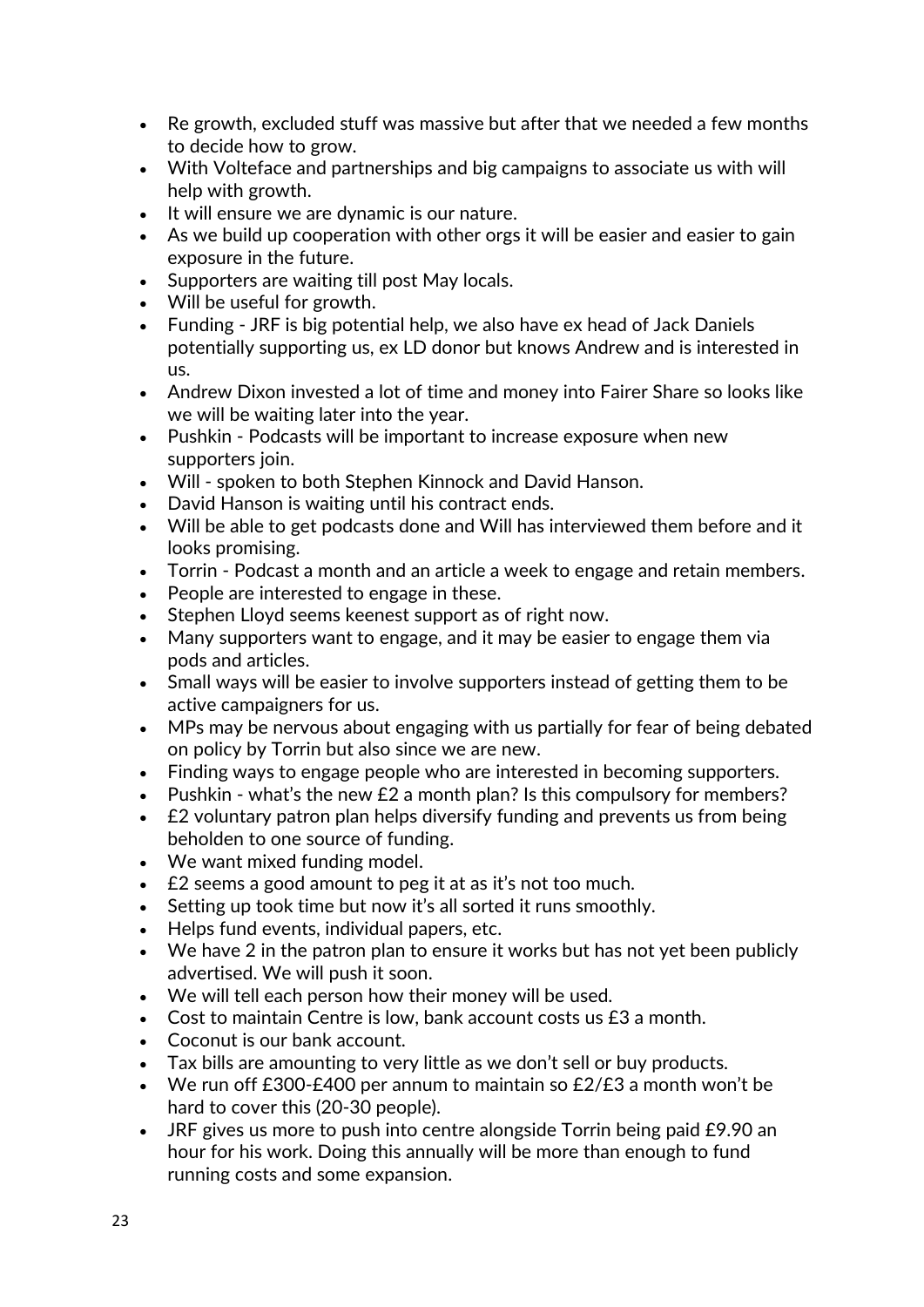- Re growth, excluded stuff was massive but after that we needed a few months to decide how to grow.
- With Volteface and partnerships and big campaigns to associate us with will help with growth.
- It will ensure we are dynamic is our nature.
- As we build up cooperation with other orgs it will be easier and easier to gain exposure in the future.
- Supporters are waiting till post May locals.
- Will be useful for growth.
- Funding - JRF is big potential help, we also have ex head of Jack Daniels potentially supporting us, ex LD donor but knows Andrew and is interested in us.
- Andrew Dixon invested a lot of time and money into Fairer Share so looks like we will be waiting later into the year.
- Pushkin - Podcasts will be important to increase exposure when new supporters join.
- Will - spoken to both Stephen Kinnock and David Hanson.
- David Hanson is waiting until his contract ends.
- Will be able to get podcasts done and Will has interviewed them before and it looks promising.
- Torrin - Podcast a month and an article a week to engage and retain members.
- People are interested to engage in these.
- Stephen Lloyd seems keenest support as of right now.
- Many supporters want to engage, and it may be easier to engage them via pods and articles.
- Small ways will be easier to involve supporters instead of getting them to be active campaigners for us.
- MPs may be nervous about engaging with us partially for fear of being debated on policy by Torrin but also since we are new.
- Finding ways to engage people who are interested in becoming supporters.
- Pushkin - what's the new £2 a month plan? Is this compulsory for members?
- £2 voluntary patron plan helps diversify funding and prevents us from being beholden to one source of funding.
- We want mixed funding model.
- £2 seems a good amount to peg it at as it's not too much.
- Setting up took time but now it's all sorted it runs smoothly.
- Helps fund events, individual papers, etc.
- We have 2 in the patron plan to ensure it works but has not yet been publicly advertised. We will push it soon.
- We will tell each person how their money will be used.
- Cost to maintain Centre is low, bank account costs us £3 a month.
- Coconut is our bank account.
- Tax bills are amounting to very little as we don't sell or buy products.
- We run off £300-£400 per annum to maintain so £2/£3 a month won't be hard to cover this (20-30 people).
- JRF gives us more to push into centre alongside Torrin being paid £9.90 an hour for his work. Doing this annually will be more than enough to fund running costs and some expansion.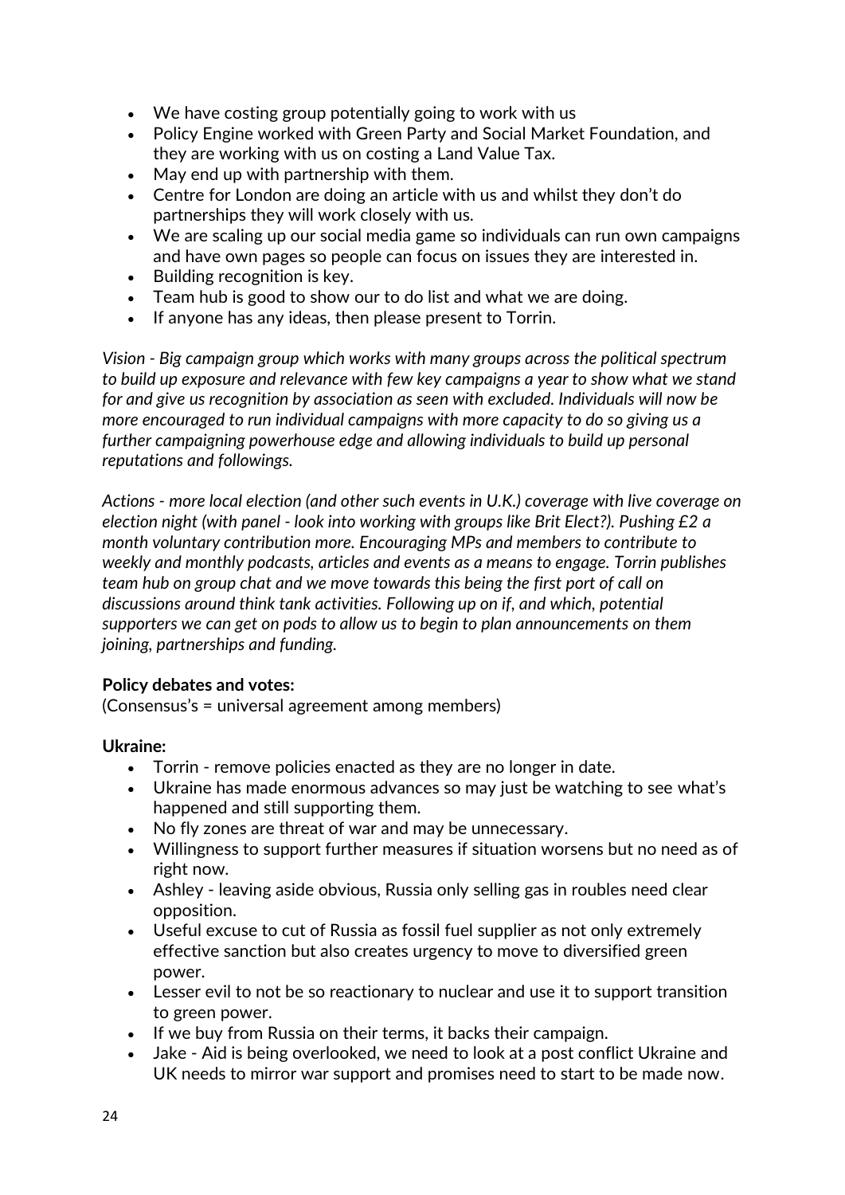- We have costing group potentially going to work with us
- Policy Engine worked with Green Party and Social Market Foundation, and they are working with us on costing a Land Value Tax.
- May end up with partnership with them.
- Centre for London are doing an article with us and whilst they don't do partnerships they will work closely with us.
- We are scaling up our social media game so individuals can run own campaigns and have own pages so people can focus on issues they are interested in.
- Building recognition is key.
- Team hub is good to show our to do list and what we are doing.
- If anyone has any ideas, then please present to Torrin.

*Vision - Big campaign group which works with many groups across the political spectrum to build up exposure and relevance with few key campaigns a year to show what we stand for and give us recognition by association as seen with excluded. Individuals will now be more encouraged to run individual campaigns with more capacity to do so giving us a further campaigning powerhouse edge and allowing individuals to build up personal reputations and followings.*

*Actions - more local election (and other such events in U.K.) coverage with live coverage on election night (with panel - look into working with groups like Brit Elect?). Pushing £2 a month voluntary contribution more. Encouraging MPs and members to contribute to weekly and monthly podcasts, articles and events as a means to engage. Torrin publishes team hub on group chat and we move towards this being the first port of call on discussions around think tank activities. Following up on if, and which, potential supporters we can get on pods to allow us to begin to plan announcements on them joining, partnerships and funding.*

**Policy debates and votes:**
(Consensus's = universal agreement among members)

**Ukraine:**

- Torrin - remove policies enacted as they are no longer in date.
- Ukraine has made enormous advances so may just be watching to see what's happened and still supporting them.
- No fly zones are threat of war and may be unnecessary.
- Willingness to support further measures if situation worsens but no need as of right now.
- Ashley - leaving aside obvious, Russia only selling gas in roubles need clear opposition.
- Useful excuse to cut of Russia as fossil fuel supplier as not only extremely effective sanction but also creates urgency to move to diversified green power.
- Lesser evil to not be so reactionary to nuclear and use it to support transition to green power.
- If we buy from Russia on their terms, it backs their campaign.
- Jake - Aid is being overlooked, we need to look at a post conflict Ukraine and UK needs to mirror war support and promises need to start to be made now.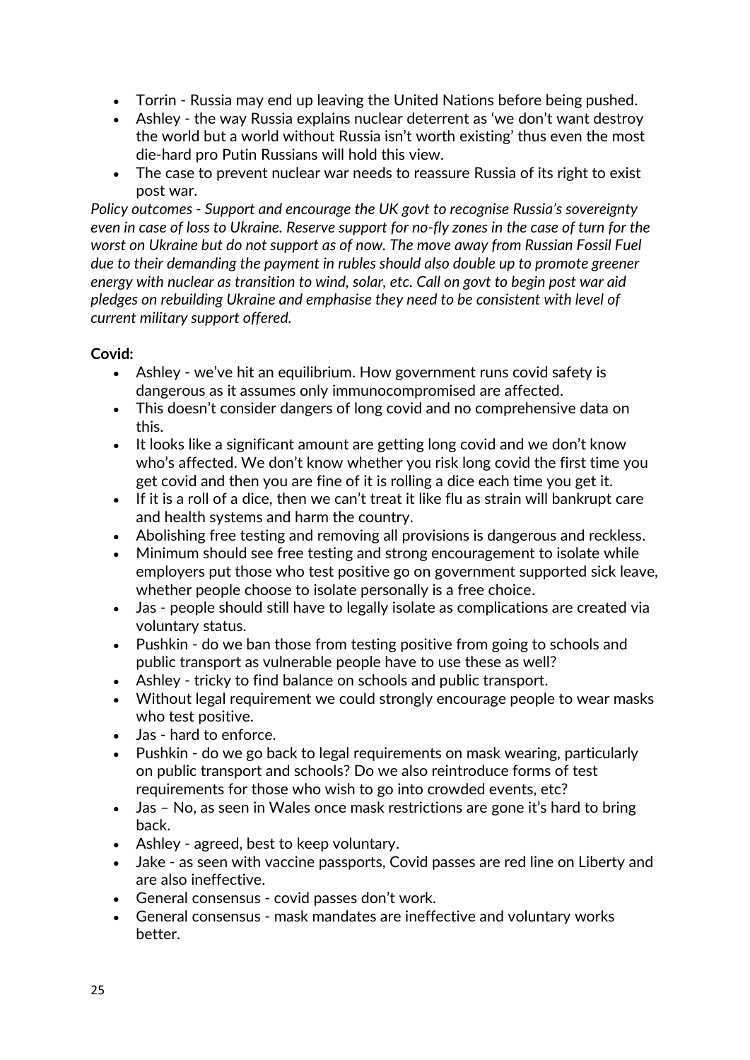- Torrin - Russia may end up leaving the United Nations before being pushed.
- Ashley - the way Russia explains nuclear deterrent as 'we don't want destroy the world but a world without Russia isn't worth existing' thus even the most die-hard pro Putin Russians will hold this view.
- The case to prevent nuclear war needs to reassure Russia of its right to exist post war.

*Policy outcomes - Support and encourage the UK govt to recognise Russia's sovereignty even in case of loss to Ukraine. Reserve support for no-fly zones in the case of turn for the worst on Ukraine but do not support as of now. The move away from Russian Fossil Fuel due to their demanding the payment in rubles should also double up to promote greener energy with nuclear as transition to wind, solar, etc. Call on govt to begin post war aid pledges on rebuilding Ukraine and emphasise they need to be consistent with level of current military support offered.*

**Covid:**

- Ashley - we've hit an equilibrium. How government runs covid safety is dangerous as it assumes only immunocompromised are affected.
- This doesn't consider dangers of long covid and no comprehensive data on this.
- It looks like a significant amount are getting long covid and we don't know who's affected. We don't know whether you risk long covid the first time you get covid and then you are fine of it is rolling a dice each time you get it.
- If it is a roll of a dice, then we can't treat it like flu as strain will bankrupt care and health systems and harm the country.
- Abolishing free testing and removing all provisions is dangerous and reckless.
- Minimum should see free testing and strong encouragement to isolate while employers put those who test positive go on government supported sick leave, whether people choose to isolate personally is a free choice.
- Jas - people should still have to legally isolate as complications are created via voluntary status.
- Pushkin - do we ban those from testing positive from going to schools and public transport as vulnerable people have to use these as well?
- Ashley - tricky to find balance on schools and public transport.
- Without legal requirement we could strongly encourage people to wear masks who test positive.
- Jas - hard to enforce.
- Pushkin - do we go back to legal requirements on mask wearing, particularly on public transport and schools? Do we also reintroduce forms of test requirements for those who wish to go into crowded events, etc?
- Jas – No, as seen in Wales once mask restrictions are gone it's hard to bring back.
- Ashley - agreed, best to keep voluntary.
- Jake - as seen with vaccine passports, Covid passes are red line on Liberty and are also ineffective.
- General consensus - covid passes don't work.
- General consensus - mask mandates are ineffective and voluntary works better.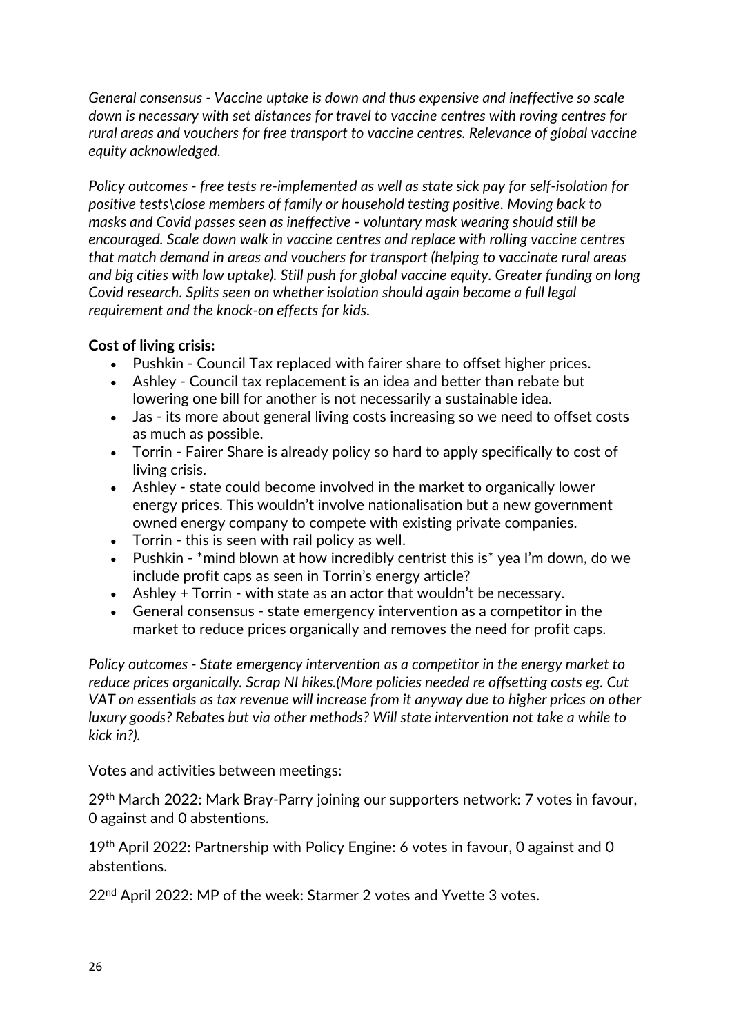*General consensus - Vaccine uptake is down and thus expensive and ineffective so scale down is necessary with set distances for travel to vaccine centres with roving centres for rural areas and vouchers for free transport to vaccine centres. Relevance of global vaccine equity acknowledged.*

*Policy outcomes - free tests re-implemented as well as state sick pay for self-isolation for positive tests\close members of family or household testing positive. Moving back to masks and Covid passes seen as ineffective - voluntary mask wearing should still be encouraged. Scale down walk in vaccine centres and replace with rolling vaccine centres that match demand in areas and vouchers for transport (helping to vaccinate rural areas and big cities with low uptake). Still push for global vaccine equity. Greater funding on long Covid research. Splits seen on whether isolation should again become a full legal requirement and the knock-on effects for kids.*

**Cost of living crisis:**

- Pushkin - Council Tax replaced with fairer share to offset higher prices.
- Ashley - Council tax replacement is an idea and better than rebate but lowering one bill for another is not necessarily a sustainable idea.
- Jas - its more about general living costs increasing so we need to offset costs as much as possible.
- Torrin - Fairer Share is already policy so hard to apply specifically to cost of living crisis.
- Ashley - state could become involved in the market to organically lower energy prices. This wouldn't involve nationalisation but a new government owned energy company to compete with existing private companies.
- Torrin - this is seen with rail policy as well.
- Pushkin - *mind blown at how incredibly centrist this is* yea I'm down, do we include profit caps as seen in Torrin's energy article?
- Ashley + Torrin - with state as an actor that wouldn't be necessary.
- General consensus - state emergency intervention as a competitor in the market to reduce prices organically and removes the need for profit caps.

*Policy outcomes - State emergency intervention as a competitor in the energy market to reduce prices organically. Scrap NI hikes.(More policies needed re offsetting costs eg. Cut VAT on essentials as tax revenue will increase from it anyway due to higher prices on other luxury goods? Rebates but via other methods? Will state intervention not take a while to kick in?).*

Votes and activities between meetings:

29th March 2022: Mark Bray-Parry joining our supporters network: 7 votes in favour, 0 against and 0 abstentions.

19th April 2022: Partnership with Policy Engine: 6 votes in favour, 0 against and 0 abstentions.

22nd April 2022: MP of the week: Starmer 2 votes and Yvette 3 votes.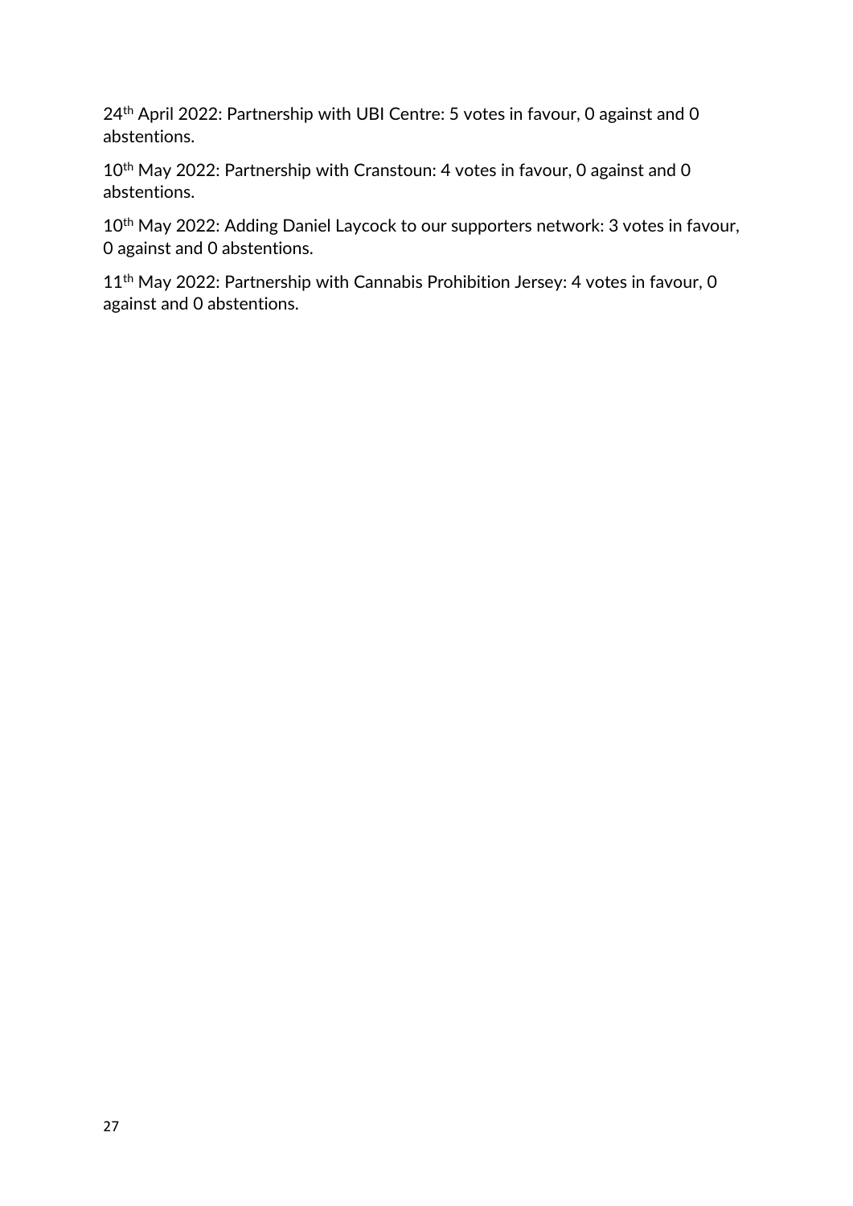24th April 2022: Partnership with UBI Centre: 5 votes in favour, 0 against and 0 abstentions.

10th May 2022: Partnership with Cranstoun: 4 votes in favour, 0 against and 0 abstentions.

10th May 2022: Adding Daniel Laycock to our supporters network: 3 votes in favour, 0 against and 0 abstentions.

11th May 2022: Partnership with Cannabis Prohibition Jersey: 4 votes in favour, 0 against and 0 abstentions.